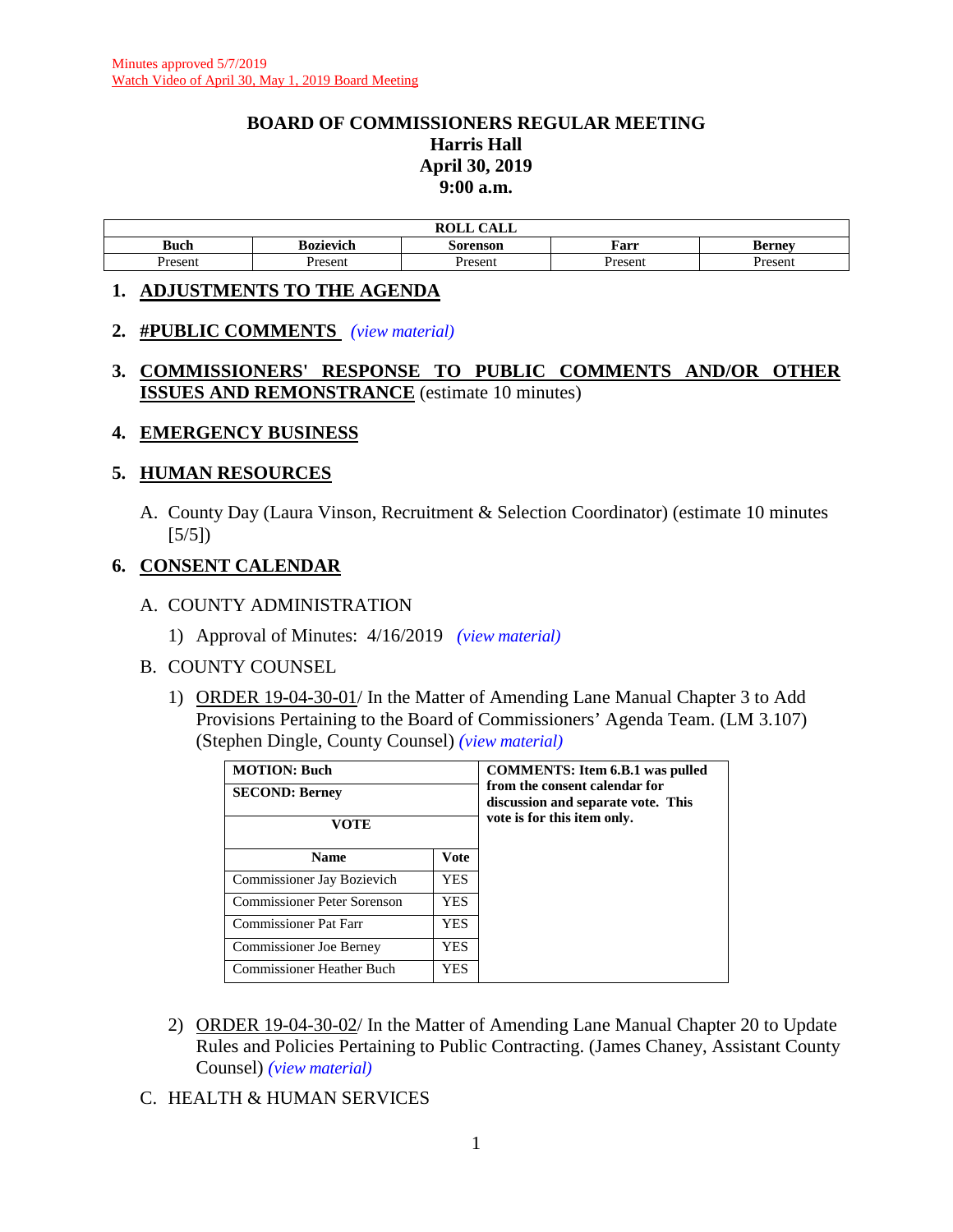Minutes approved 5/7/2019
Watch Video of April 30, May 1, 2019 Board Meeting

# BOARD OF COMMISSIONERS REGULAR MEETING
## Harris Hall
## April 30, 2019
## 9:00 a.m.

| ROLL CALL | | | | |
|---|---|---|---|---|
| **Buch** | **Bozievich** | **Sorenson** | **Farr** | **Berney** |
| Present | Present | Present | Present | Present |

## 1. ADJUSTMENTS TO THE AGENDA

## 2. #PUBLIC COMMENTS *(view material)*

## 3. COMMISSIONERS' RESPONSE TO PUBLIC COMMENTS AND/OR OTHER ISSUES AND REMONSTRANCE (estimate 10 minutes)

## 4. EMERGENCY BUSINESS

## 5. HUMAN RESOURCES

A. County Day (Laura Vinson, Recruitment & Selection Coordinator) (estimate 10 minutes [5/5])

## 6. CONSENT CALENDAR

A. COUNTY ADMINISTRATION

1) Approval of Minutes: 4/16/2019 *(view material)*

B. COUNTY COUNSEL

1) ORDER 19-04-30-01/ In the Matter of Amending Lane Manual Chapter 3 to Add Provisions Pertaining to the Board of Commissioners' Agenda Team. (LM 3.107) (Stephen Dingle, County Counsel) *(view material)*

| **MOTION: Buch** | | **COMMENTS: Item 6.B.1 was pulled from the consent calendar for discussion and separate vote. This vote is for this item only.** |
|---|---|---|
| **SECOND: Berney** | | |
| **VOTE** | | |
| **Name** | **Vote** | |
| Commissioner Jay Bozievich | YES | |
| Commissioner Peter Sorenson | YES | |
| Commissioner Pat Farr | YES | |
| Commissioner Joe Berney | YES | |
| Commissioner Heather Buch | YES | |

2) ORDER 19-04-30-02/ In the Matter of Amending Lane Manual Chapter 20 to Update Rules and Policies Pertaining to Public Contracting. (James Chaney, Assistant County Counsel) *(view material)*

C. HEALTH & HUMAN SERVICES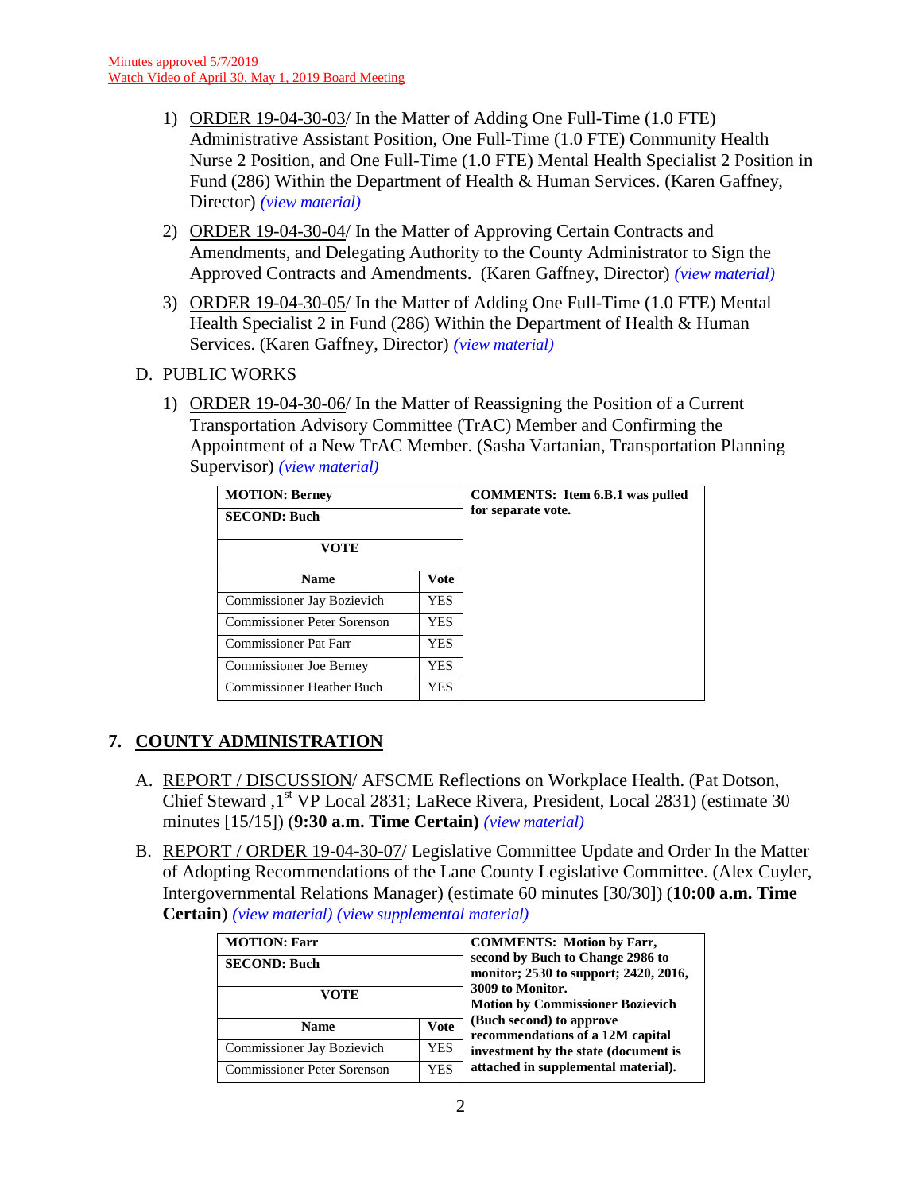Minutes approved 5/7/2019
Watch Video of April 30, May 1, 2019 Board Meeting

1) ORDER 19-04-30-03/ In the Matter of Adding One Full-Time (1.0 FTE) Administrative Assistant Position, One Full-Time (1.0 FTE) Community Health Nurse 2 Position, and One Full-Time (1.0 FTE) Mental Health Specialist 2 Position in Fund (286) Within the Department of Health & Human Services. (Karen Gaffney, Director) *(view material)*

2) ORDER 19-04-30-04/ In the Matter of Approving Certain Contracts and Amendments, and Delegating Authority to the County Administrator to Sign the Approved Contracts and Amendments. (Karen Gaffney, Director) *(view material)*

3) ORDER 19-04-30-05/ In the Matter of Adding One Full-Time (1.0 FTE) Mental Health Specialist 2 in Fund (286) Within the Department of Health & Human Services. (Karen Gaffney, Director) *(view material)*

D. PUBLIC WORKS

1) ORDER 19-04-30-06/ In the Matter of Reassigning the Position of a Current Transportation Advisory Committee (TrAC) Member and Confirming the Appointment of a New TrAC Member. (Sasha Vartanian, Transportation Planning Supervisor) *(view material)*

| **MOTION: Berney** | | **COMMENTS: Item 6.B.1 was pulled for separate vote.** |
|---|---|---|
| **SECOND: Buch** | | |
| **VOTE** | | |
| **Name** | **Vote** | |
| Commissioner Jay Bozievich | YES | |
| Commissioner Peter Sorenson | YES | |
| Commissioner Pat Farr | YES | |
| Commissioner Joe Berney | YES | |
| Commissioner Heather Buch | YES | |

## 7. COUNTY ADMINISTRATION

A. REPORT / DISCUSSION/ AFSCME Reflections on Workplace Health. (Pat Dotson, Chief Steward ,1st VP Local 2831; LaRece Rivera, President, Local 2831) (estimate 30 minutes [15/15]) (**9:30 a.m. Time Certain**) *(view material)*

B. REPORT / ORDER 19-04-30-07/ Legislative Committee Update and Order In the Matter of Adopting Recommendations of the Lane County Legislative Committee. (Alex Cuyler, Intergovernmental Relations Manager) (estimate 60 minutes [30/30]) (**10:00 a.m. Time Certain**) *(view material) (view supplemental material)*

| **MOTION: Farr** | | **COMMENTS: Motion by Farr, second by Buch to Change 2986 to monitor; 2530 to support; 2420, 2016, 3009 to Monitor. Motion by Commissioner Bozievich (Buch second) to approve recommendations of a 12M capital investment by the state (document is attached in supplemental material).** |
|---|---|---|
| **SECOND: Buch** | | |
| **VOTE** | | |
| **Name** | **Vote** | |
| Commissioner Jay Bozievich | YES | |
| Commissioner Peter Sorenson | YES | |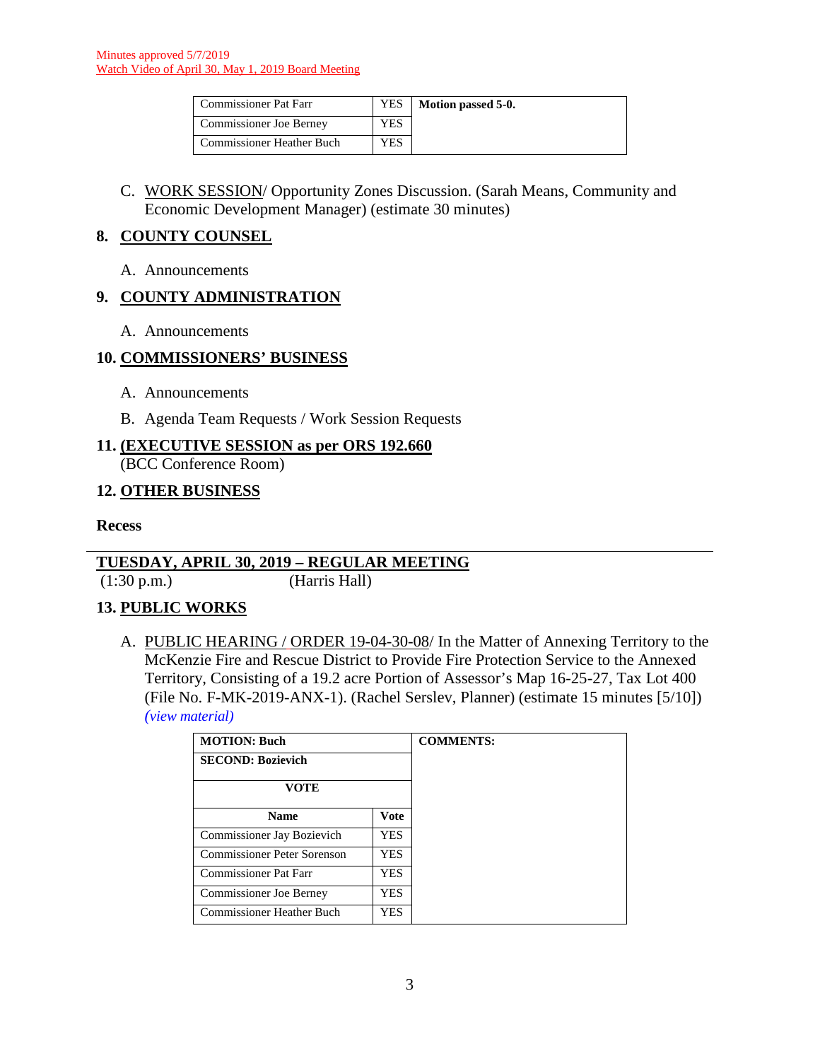Minutes approved 5/7/2019
Watch Video of April 30, May 1, 2019 Board Meeting

| | | |
|---|---|---|
| Commissioner Pat Farr | YES | **Motion passed 5-0.** |
| Commissioner Joe Berney | YES | |
| Commissioner Heather Buch | YES | |

C. WORK SESSION/ Opportunity Zones Discussion. (Sarah Means, Community and Economic Development Manager) (estimate 30 minutes)

## 8. COUNTY COUNSEL

A. Announcements

## 9. COUNTY ADMINISTRATION

A. Announcements

## 10. COMMISSIONERS' BUSINESS

A. Announcements

B. Agenda Team Requests / Work Session Requests

## 11. (EXECUTIVE SESSION as per ORS 192.660

(BCC Conference Room)

## 12. OTHER BUSINESS

**Recess**

---

## TUESDAY, APRIL 30, 2019 – REGULAR MEETING

(1:30 p.m.) (Harris Hall)

## 13. PUBLIC WORKS

A. PUBLIC HEARING / ORDER 19-04-30-08/ In the Matter of Annexing Territory to the McKenzie Fire and Rescue District to Provide Fire Protection Service to the Annexed Territory, Consisting of a 19.2 acre Portion of Assessor's Map 16-25-27, Tax Lot 400 (File No. F-MK-2019-ANX-1). (Rachel Serslev, Planner) (estimate 15 minutes [5/10]) *(view material)*

| **MOTION: Buch** | | **COMMENTS:** |
|---|---|---|
| **SECOND: Bozievich** | | |
| **VOTE** | | |
| **Name** | **Vote** | |
| Commissioner Jay Bozievich | YES | |
| Commissioner Peter Sorenson | YES | |
| Commissioner Pat Farr | YES | |
| Commissioner Joe Berney | YES | |
| Commissioner Heather Buch | YES | |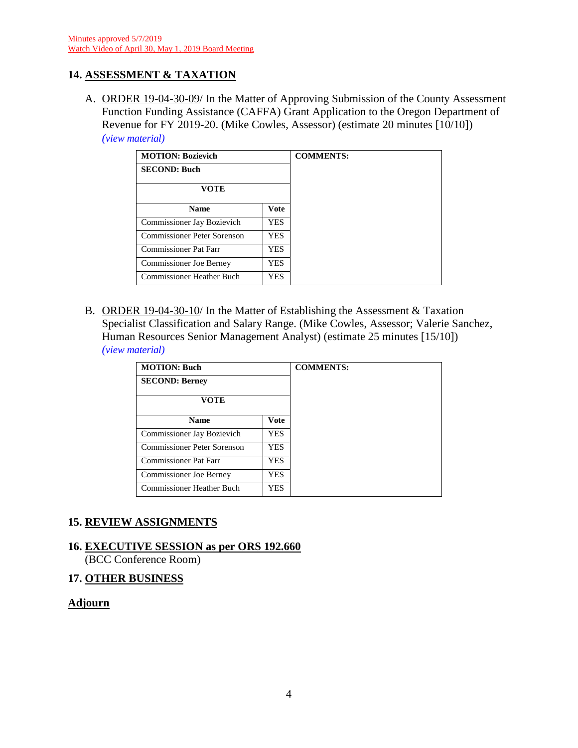Minutes approved 5/7/2019
Watch Video of April 30, May 1, 2019 Board Meeting

## 14. ASSESSMENT & TAXATION

A. ORDER 19-04-30-09/ In the Matter of Approving Submission of the County Assessment Function Funding Assistance (CAFFA) Grant Application to the Oregon Department of Revenue for FY 2019-20. (Mike Cowles, Assessor) (estimate 20 minutes [10/10]) *(view material)*

| MOTION: Bozievich | | COMMENTS: |
|---|---|---|
| SECOND: Buch | | |
| VOTE | | |
| Name | Vote | |
| Commissioner Jay Bozievich | YES | |
| Commissioner Peter Sorenson | YES | |
| Commissioner Pat Farr | YES | |
| Commissioner Joe Berney | YES | |
| Commissioner Heather Buch | YES | |

B. ORDER 19-04-30-10/ In the Matter of Establishing the Assessment & Taxation Specialist Classification and Salary Range. (Mike Cowles, Assessor; Valerie Sanchez, Human Resources Senior Management Analyst) (estimate 25 minutes [15/10]) *(view material)*

| MOTION: Buch | | COMMENTS: |
|---|---|---|
| SECOND: Berney | | |
| VOTE | | |
| Name | Vote | |
| Commissioner Jay Bozievich | YES | |
| Commissioner Peter Sorenson | YES | |
| Commissioner Pat Farr | YES | |
| Commissioner Joe Berney | YES | |
| Commissioner Heather Buch | YES | |

## 15. REVIEW ASSIGNMENTS

## 16. EXECUTIVE SESSION as per ORS 192.660

(BCC Conference Room)

## 17. OTHER BUSINESS

## Adjourn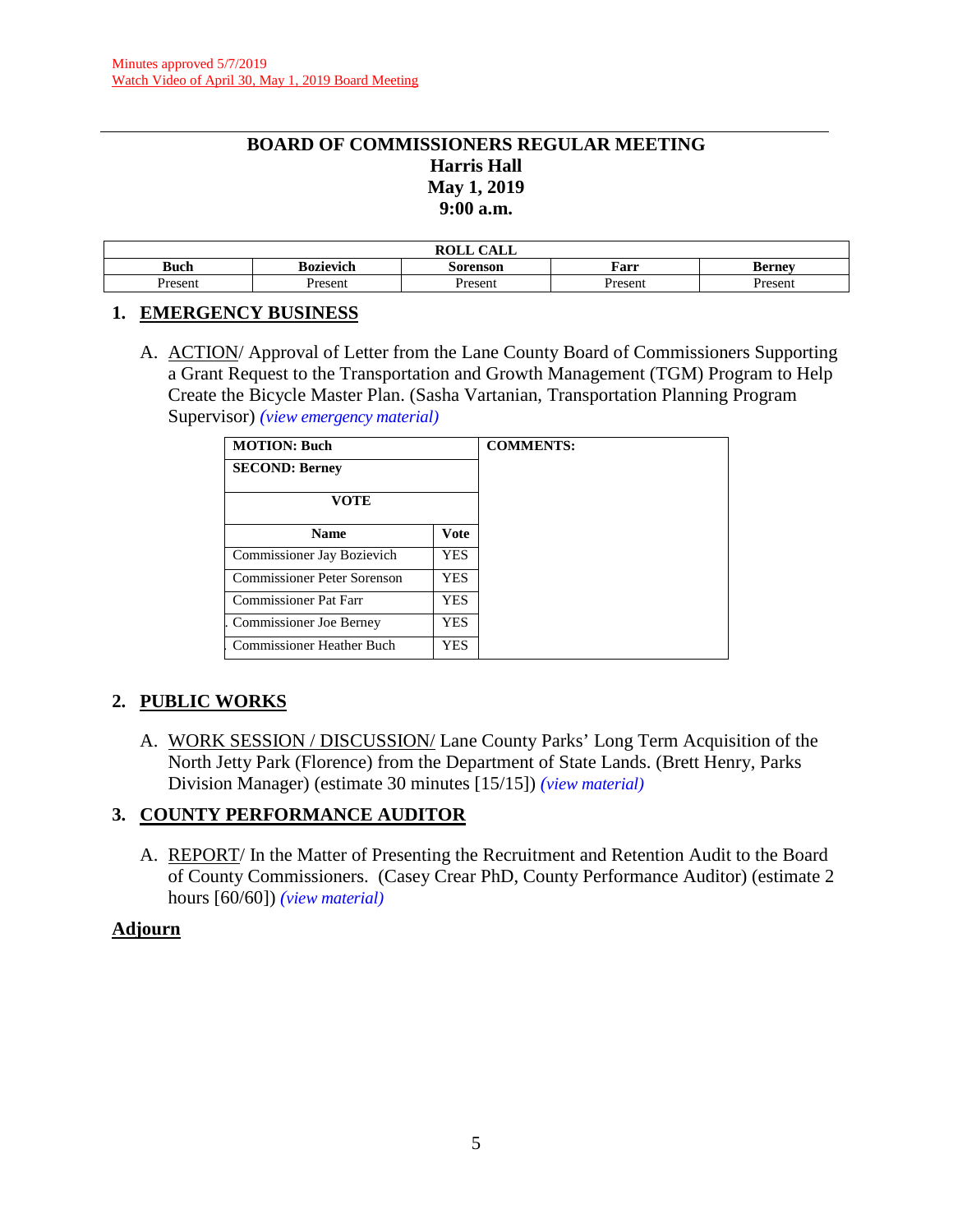Minutes approved 5/7/2019
Watch Video of April 30, May 1, 2019 Board Meeting

---

**BOARD OF COMMISSIONERS REGULAR MEETING**
**Harris Hall**
**May 1, 2019**
**9:00 a.m.**

| ROLL CALL | | | | |
|---|---|---|---|---|
| **Buch** | **Bozievich** | **Sorenson** | **Farr** | **Berney** |
| Present | Present | Present | Present | Present |

## 1. EMERGENCY BUSINESS

A. ACTION/ Approval of Letter from the Lane County Board of Commissioners Supporting a Grant Request to the Transportation and Growth Management (TGM) Program to Help Create the Bicycle Master Plan. (Sasha Vartanian, Transportation Planning Program Supervisor) *(view emergency material)*

| MOTION: Buch | | COMMENTS: |
|---|---|---|
| **SECOND: Berney** | | |
| **VOTE** | | |
| **Name** | **Vote** | |
| Commissioner Jay Bozievich | YES | |
| Commissioner Peter Sorenson | YES | |
| Commissioner Pat Farr | YES | |
| Commissioner Joe Berney | YES | |
| Commissioner Heather Buch | YES | |

## 2. PUBLIC WORKS

A. WORK SESSION / DISCUSSION/ Lane County Parks' Long Term Acquisition of the North Jetty Park (Florence) from the Department of State Lands. (Brett Henry, Parks Division Manager) (estimate 30 minutes [15/15]) *(view material)*

## 3. COUNTY PERFORMANCE AUDITOR

A. REPORT/ In the Matter of Presenting the Recruitment and Retention Audit to the Board of County Commissioners. (Casey Crear PhD, County Performance Auditor) (estimate 2 hours [60/60]) *(view material)*

## Adjourn